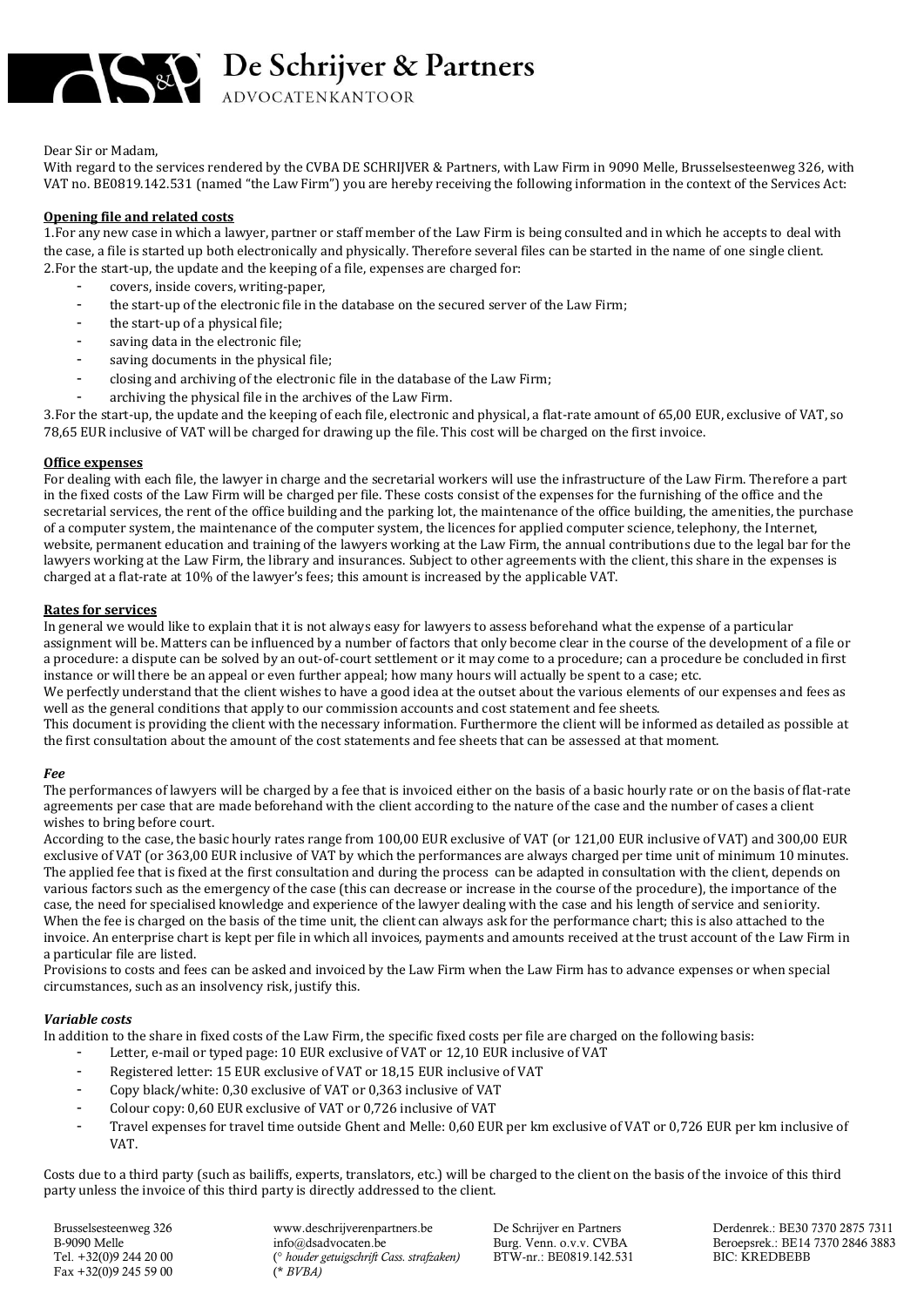# De Schrijver & Partners

ADVOCATENKANTOOR

Dear Sir or Madam,

With regard to the services rendered by the CVBA DE SCHRIJVER & Partners, with Law Firm in 9090 Melle, Brusselsesteenweg 326, with VAT no. BE0819.142.531 (named "the Law Firm") you are hereby receiving the following information in the context of the Services Act:

**Opening file and related costs**

1.For any new case in which a lawyer, partner or staff member of the Law Firm is being consulted and in which he accepts to deal with the case, a file is started up both electronically and physically. Therefore several files can be started in the name of one single client.

2.For the start-up, the update and the keeping of a file, expenses are charged for:

- covers, inside covers, writing-paper,
- the start-up of the electronic file in the database on the secured server of the Law Firm;
- the start-up of a physical file;
- saving data in the electronic file;
- saving documents in the physical file;
- closing and archiving of the electronic file in the database of the Law Firm;
- archiving the physical file in the archives of the Law Firm.

3.For the start-up, the update and the keeping of each file, electronic and physical, a flat-rate amount of 65,00 EUR, exclusive of VAT, so 78,65 EUR inclusive of VAT will be charged for drawing up the file. This cost will be charged on the first invoice.

**Office expenses**

For dealing with each file, the lawyer in charge and the secretarial workers will use the infrastructure of the Law Firm. Therefore a part in the fixed costs of the Law Firm will be charged per file. These costs consist of the expenses for the furnishing of the office and the secretarial services, the rent of the office building and the parking lot, the maintenance of the office building, the amenities, the purchase of a computer system, the maintenance of the computer system, the licences for applied computer science, telephony, the Internet, website, permanent education and training of the lawyers working at the Law Firm, the annual contributions due to the legal bar for the lawyers working at the Law Firm, the library and insurances. Subject to other agreements with the client, this share in the expenses is charged at a flat-rate at 10% of the lawyer's fees; this amount is increased by the applicable VAT.

**Rates for services**

In general we would like to explain that it is not always easy for lawyers to assess beforehand what the expense of a particular assignment will be. Matters can be influenced by a number of factors that only become clear in the course of the development of a file or a procedure: a dispute can be solved by an out-of-court settlement or it may come to a procedure; can a procedure be concluded in first instance or will there be an appeal or even further appeal; how many hours will actually be spent to a case; etc.

We perfectly understand that the client wishes to have a good idea at the outset about the various elements of our expenses and fees as well as the general conditions that apply to our commission accounts and cost statement and fee sheets.

This document is providing the client with the necessary information. Furthermore the client will be informed as detailed as possible at the first consultation about the amount of the cost statements and fee sheets that can be assessed at that moment.

***Fee***

The performances of lawyers will be charged by a fee that is invoiced either on the basis of a basic hourly rate or on the basis of flat-rate agreements per case that are made beforehand with the client according to the nature of the case and the number of cases a client wishes to bring before court.

According to the case, the basic hourly rates range from 100,00 EUR exclusive of VAT (or 121,00 EUR inclusive of VAT) and 300,00 EUR exclusive of VAT (or 363,00 EUR inclusive of VAT by which the performances are always charged per time unit of minimum 10 minutes. The applied fee that is fixed at the first consultation and during the process can be adapted in consultation with the client, depends on various factors such as the emergency of the case (this can decrease or increase in the course of the procedure), the importance of the case, the need for specialised knowledge and experience of the lawyer dealing with the case and his length of service and seniority. When the fee is charged on the basis of the time unit, the client can always ask for the performance chart; this is also attached to the invoice. An enterprise chart is kept per file in which all invoices, payments and amounts received at the trust account of the Law Firm in a particular file are listed.

Provisions to costs and fees can be asked and invoiced by the Law Firm when the Law Firm has to advance expenses or when special circumstances, such as an insolvency risk, justify this.

***Variable costs***

In addition to the share in fixed costs of the Law Firm, the specific fixed costs per file are charged on the following basis:

- Letter, e-mail or typed page: 10 EUR exclusive of VAT or 12,10 EUR inclusive of VAT
- Registered letter: 15 EUR exclusive of VAT or 18,15 EUR inclusive of VAT
- Copy black/white: 0,30 exclusive of VAT or 0,363 inclusive of VAT
- Colour copy: 0,60 EUR exclusive of VAT or 0,726 inclusive of VAT
- Travel expenses for travel time outside Ghent and Melle: 0,60 EUR per km exclusive of VAT or 0,726 EUR per km inclusive of VAT.

Costs due to a third party (such as bailiffs, experts, translators, etc.) will be charged to the client on the basis of the invoice of this third party unless the invoice of this third party is directly addressed to the client.

Brusselsesteenweg 326
B-9090 Melle
Tel. +32(0)9 244 20 00
Fax +32(0)9 245 59 00

www.deschrijverenpartners.be
info@dsadvocaten.be
(° *houder getuigschrift Cass. strafzaken*)
(* *BVBA*)

De Schrijver en Partners
Burg. Venn. o.v.v. CVBA
BTW-nr.: BE0819.142.531

Derdenrek.: BE30 7370 2875 7311
Beroepsrek.: BE14 7370 2846 3883
BIC: KREDBEBB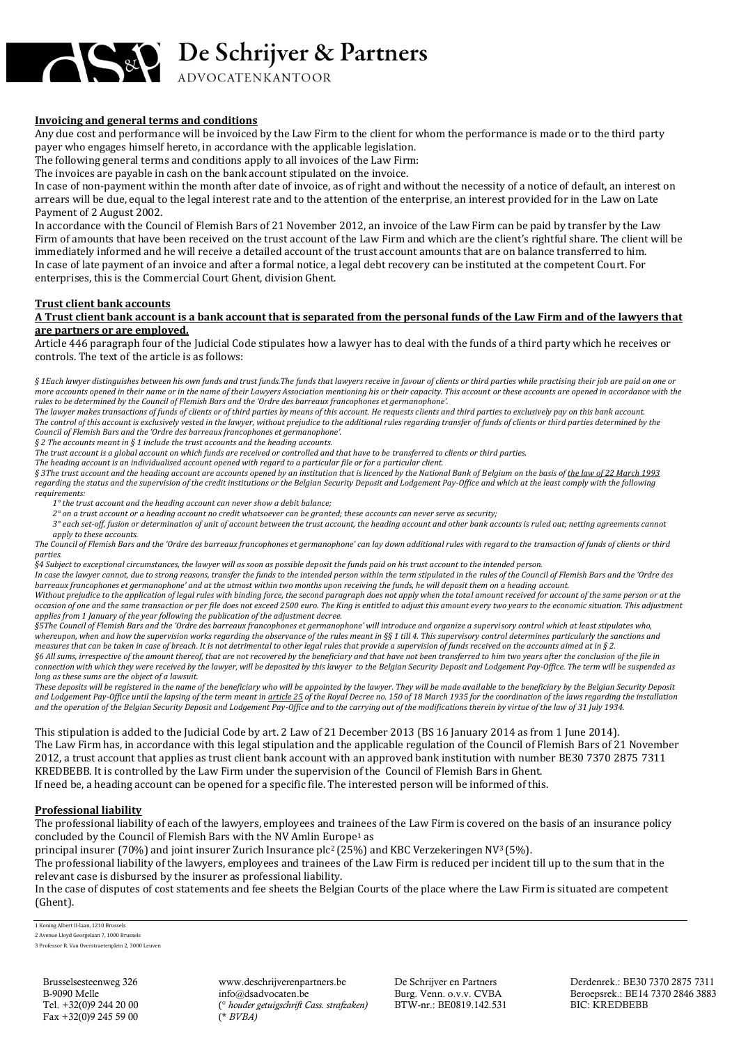# De Schrijver & Partners

ADVOCATENKANTOOR

**Invoicing and general terms and conditions**

Any due cost and performance will be invoiced by the Law Firm to the client for whom the performance is made or to the third party payer who engages himself hereto, in accordance with the applicable legislation.

The following general terms and conditions apply to all invoices of the Law Firm:

The invoices are payable in cash on the bank account stipulated on the invoice.

In case of non-payment within the month after date of invoice, as of right and without the necessity of a notice of default, an interest on arrears will be due, equal to the legal interest rate and to the attention of the enterprise, an interest provided for in the Law on Late Payment of 2 August 2002.

In accordance with the Council of Flemish Bars of 21 November 2012, an invoice of the Law Firm can be paid by transfer by the Law Firm of amounts that have been received on the trust account of the Law Firm and which are the client's rightful share. The client will be immediately informed and he will receive a detailed account of the trust account amounts that are on balance transferred to him.

In case of late payment of an invoice and after a formal notice, a legal debt recovery can be instituted at the competent Court. For enterprises, this is the Commercial Court Ghent, division Ghent.

**Trust client bank accounts**

**A Trust client bank account is a bank account that is separated from the personal funds of the Law Firm and of the lawyers that are partners or are employed.**

Article 446 paragraph four of the Judicial Code stipulates how a lawyer has to deal with the funds of a third party which he receives or controls. The text of the article is as follows:

*§ 1Each lawyer distinguishes between his own funds and trust funds.The funds that lawyers receive in favour of clients or third parties while practising their job are paid on one or more accounts opened in their name or in the name of their Lawyers Association mentioning his or their capacity. This account or these accounts are opened in accordance with the rules to be determined by the Council of Flemish Bars and the 'Ordre des barreaux francophones et germanophone'.*

*The lawyer makes transactions of funds of clients or of third parties by means of this account. He requests clients and third parties to exclusively pay on this bank account. The control of this account is exclusively vested in the lawyer, without prejudice to the additional rules regarding transfer of funds of clients or third parties determined by the Council of Flemish Bars and the 'Ordre des barreaux francophones et germanophone'.*

*§ 2 The accounts meant in § 1 include the trust accounts and the heading accounts.*

*The trust account is a global account on which funds are received or controlled and that have to be transferred to clients or third parties.*

*The heading account is an individualised account opened with regard to a particular file or for a particular client.*

*§ 3The trust account and the heading account are accounts opened by an institution that is licenced by the National Bank of Belgium on the basis of the law of 22 March 1993 regarding the status and the supervision of the credit institutions or the Belgian Security Deposit and Lodgement Pay-Office and which at the least comply with the following requirements:*

*1° the trust account and the heading account can never show a debit balance;*

*2° on a trust account or a heading account no credit whatsoever can be granted; these accounts can never serve as security;*

*3° each set-off, fusion or determination of unit of account between the trust account, the heading account and other bank accounts is ruled out; netting agreements cannot apply to these accounts.*

*The Council of Flemish Bars and the 'Ordre des barreaux francophones et germanophone' can lay down additional rules with regard to the transaction of funds of clients or third parties.*

*§4 Subject to exceptional circumstances, the lawyer will as soon as possible deposit the funds paid on his trust account to the intended person.*

*In case the lawyer cannot, due to strong reasons, transfer the funds to the intended person within the term stipulated in the rules of the Council of Flemish Bars and the 'Ordre des barreaux francophones et germanophone' and at the utmost within two months upon receiving the funds, he will deposit them on a heading account.*

*Without prejudice to the application of legal rules with binding force, the second paragraph does not apply when the total amount received for account of the same person or at the occasion of one and the same transaction or per file does not exceed 2500 euro. The King is entitled to adjust this amount every two years to the economic situation. This adjustment applies from 1 January of the year following the publication of the adjustment decree.*

*§5The Council of Flemish Bars and the 'Ordre des barreaux francophones et germanophone' will introduce and organize a supervisory control which at least stipulates who, whereupon, when and how the supervision works regarding the observance of the rules meant in §§ 1 till 4. This supervisory control determines particularly the sanctions and measures that can be taken in case of breach. It is not detrimental to other legal rules that provide a supervision of funds received on the accounts aimed at in § 2.*

*§6 All sums, irrespective of the amount thereof, that are not recovered by the beneficiary and that have not been transferred to him two years after the conclusion of the file in connection with which they were received by the lawyer, will be deposited by this lawyer to the Belgian Security Deposit and Lodgement Pay-Office. The term will be suspended as long as these sums are the object of a lawsuit.*

*These deposits will be registered in the name of the beneficiary who will be appointed by the lawyer. They will be made available to the beneficiary by the Belgian Security Deposit and Lodgement Pay-Office until the lapsing of the term meant in article 25 of the Royal Decree no. 150 of 18 March 1935 for the coordination of the laws regarding the installation and the operation of the Belgian Security Deposit and Lodgement Pay-Office and to the carrying out of the modifications therein by virtue of the law of 31 July 1934.*

This stipulation is added to the Judicial Code by art. 2 Law of 21 December 2013 (BS 16 January 2014 as from 1 June 2014).

The Law Firm has, in accordance with this legal stipulation and the applicable regulation of the Council of Flemish Bars of 21 November 2012, a trust account that applies as trust client bank account with an approved bank institution with number BE30 7370 2875 7311 KREDBEBB. It is controlled by the Law Firm under the supervision of the Council of Flemish Bars in Ghent.

If need be, a heading account can be opened for a specific file. The interested person will be informed of this.

**Professional liability**

The professional liability of each of the lawyers, employees and trainees of the Law Firm is covered on the basis of an insurance policy concluded by the Council of Flemish Bars with the NV Amlin Europe[1] as principal insurer (70%) and joint insurer Zurich Insurance plc[2] (25%) and KBC Verzekeringen NV[3] (5%).

The professional liability of the lawyers, employees and trainees of the Law Firm is reduced per incident till up to the sum that in the relevant case is disbursed by the insurer as professional liability.

In the case of disputes of cost statements and fee sheets the Belgian Courts of the place where the Law Firm is situated are competent (Ghent).

---

1 Koning Albert II-laan, 1210 Brussels

2 Avenue Lloyd Georgelaan 7, 1000 Brussels

3 Professor R. Van Overstraetenplein 2, 3000 Leuven

Brusselsesteenweg 326
B-9090 Melle
Tel. +32(0)9 244 20 00
Fax +32(0)9 245 59 00

www.deschrijverenpartners.be
info@dsadvocaten.be
(° *houder getuigschrift Cass. strafzaken)*
(* *BVBA)*

De Schrijver en Partners
Burg. Venn. o.v.v. CVBA
BTW-nr.: BE0819.142.531

Derdenrek.: BE30 7370 2875 7311
Beroepsrek.: BE14 7370 2846 3883
BIC: KREDBEBB